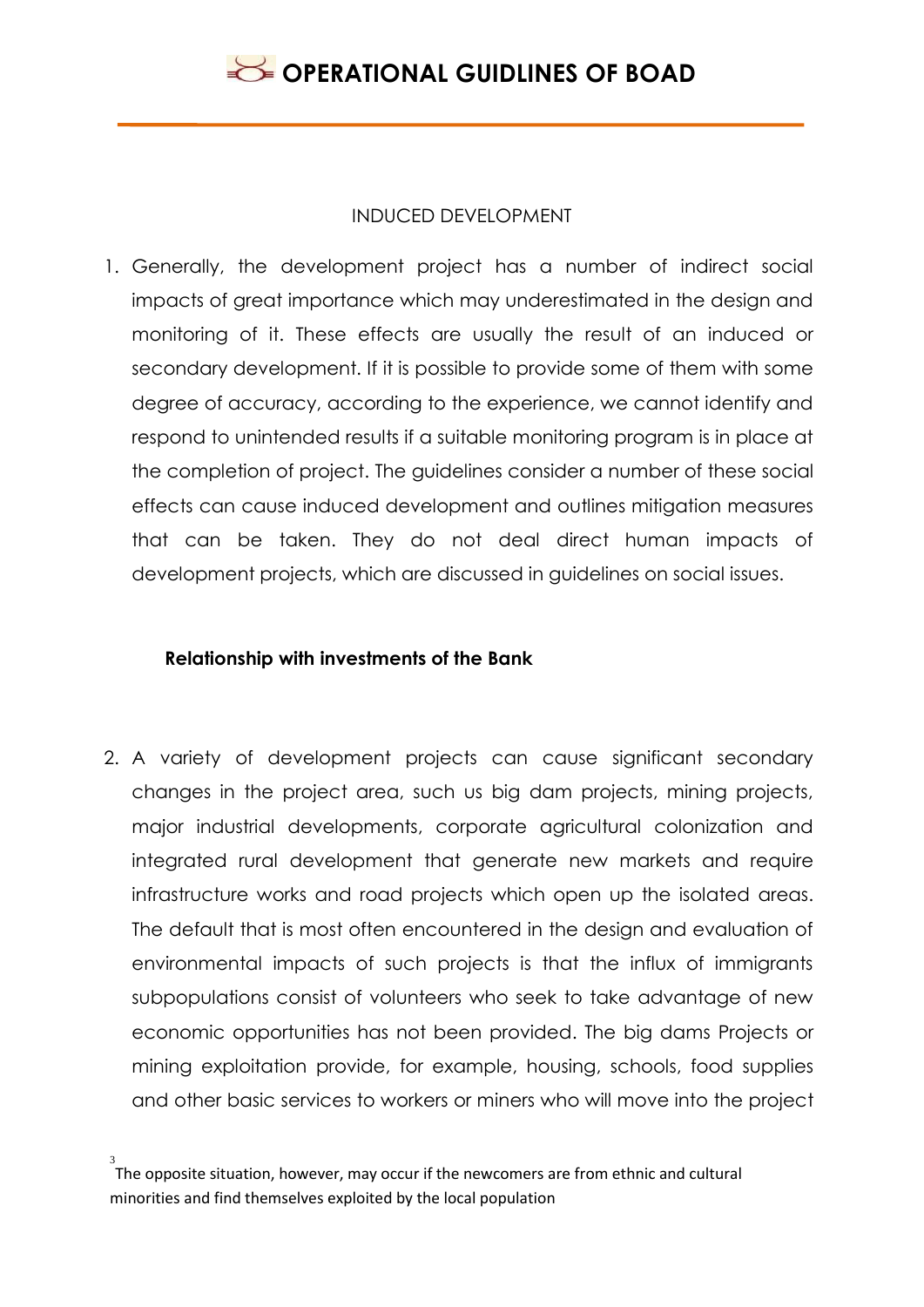INDUCED DEVELOPMENT

1. Generally, the development project has a number of indirect social impacts of great importance which may underestimated in the design and monitoring of it. These effects are usually the result of an induced or secondary development. If it is possible to provide some of them with some degree of accuracy, according to the experience, we cannot identify and respond to unintended results if a suitable monitoring program is in place at the completion of project. The guidelines consider a number of these social effects can cause induced development and outlines mitigation measures that can be taken. They do not deal direct human impacts of development projects, which are discussed in guidelines on social issues.

**Relationship with investments of the Bank**

2. A variety of development projects can cause significant secondary changes in the project area, such us big dam projects, mining projects, major industrial developments, corporate agricultural colonization and integrated rural development that generate new markets and require infrastructure works and road projects which open up the isolated areas. The default that is most often encountered in the design and evaluation of environmental impacts of such projects is that the influx of immigrants subpopulations consist of volunteers who seek to take advantage of new economic opportunities has not been provided. The big dams Projects or mining exploitation provide, for example, housing, schools, food supplies and other basic services to workers or miners who will move into the project

[3] The opposite situation, however, may occur if the newcomers are from ethnic and cultural minorities and find themselves exploited by the local population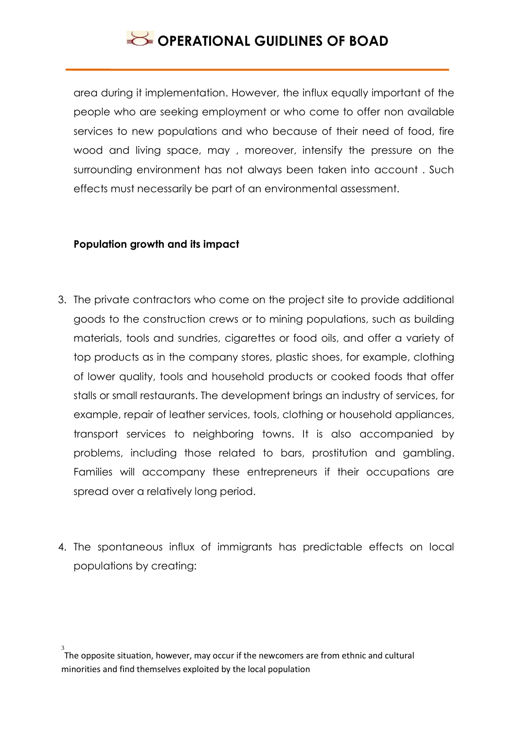area during it implementation. However, the influx equally important of the people who are seeking employment or who come to offer non available services to new populations and who because of their need of food, fire wood and living space, may , moreover, intensify the pressure on the surrounding environment has not always been taken into account . Such effects must necessarily be part of an environmental assessment.

**Population growth and its impact**

3. The private contractors who come on the project site to provide additional goods to the construction crews or to mining populations, such as building materials, tools and sundries, cigarettes or food oils, and offer a variety of top products as in the company stores, plastic shoes, for example, clothing of lower quality, tools and household products or cooked foods that offer stalls or small restaurants. The development brings an industry of services, for example, repair of leather services, tools, clothing or household appliances, transport services to neighboring towns. It is also accompanied by problems, including those related to bars, prostitution and gambling. Families will accompany these entrepreneurs if their occupations are spread over a relatively long period.

4. The spontaneous influx of immigrants has predictable effects on local populations by creating:

[3] The opposite situation, however, may occur if the newcomers are from ethnic and cultural minorities and find themselves exploited by the local population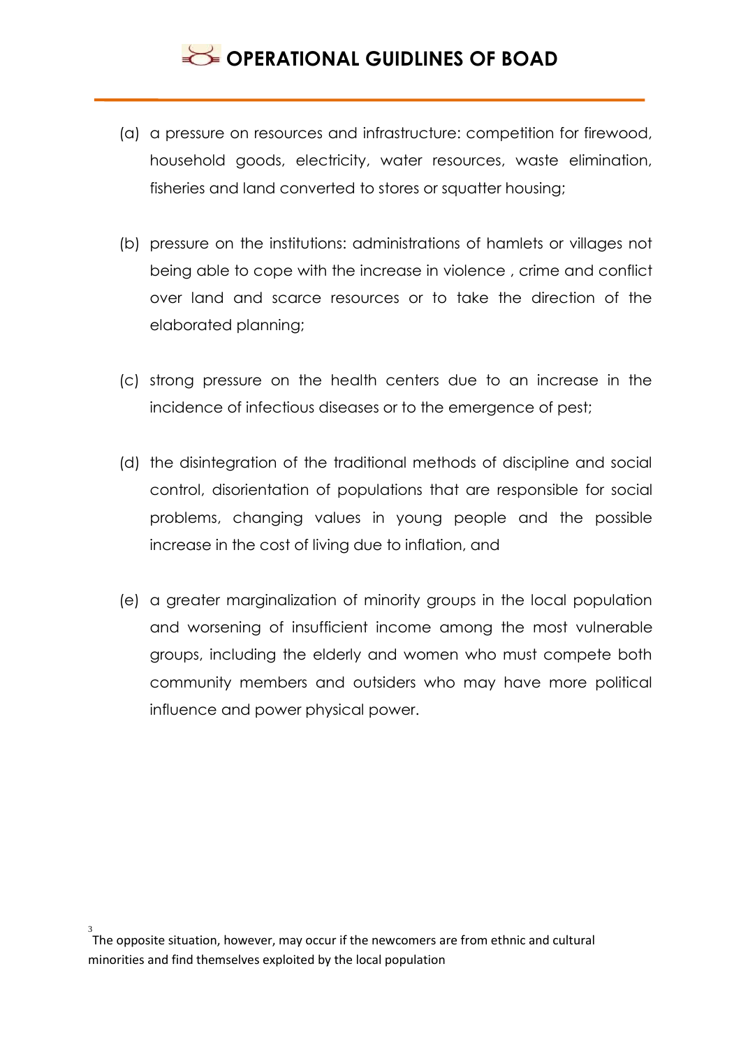(a) a pressure on resources and infrastructure: competition for firewood, household goods, electricity, water resources, waste elimination, fisheries and land converted to stores or squatter housing;

(b) pressure on the institutions: administrations of hamlets or villages not being able to cope with the increase in violence , crime and conflict over land and scarce resources or to take the direction of the elaborated planning;

(c) strong pressure on the health centers due to an increase in the incidence of infectious diseases or to the emergence of pest;

(d) the disintegration of the traditional methods of discipline and social control, disorientation of populations that are responsible for social problems, changing values in young people and the possible increase in the cost of living due to inflation, and

(e) a greater marginalization of minority groups in the local population and worsening of insufficient income among the most vulnerable groups, including the elderly and women who must compete both community members and outsiders who may have more political influence and power physical power.

[3] The opposite situation, however, may occur if the newcomers are from ethnic and cultural minorities and find themselves exploited by the local population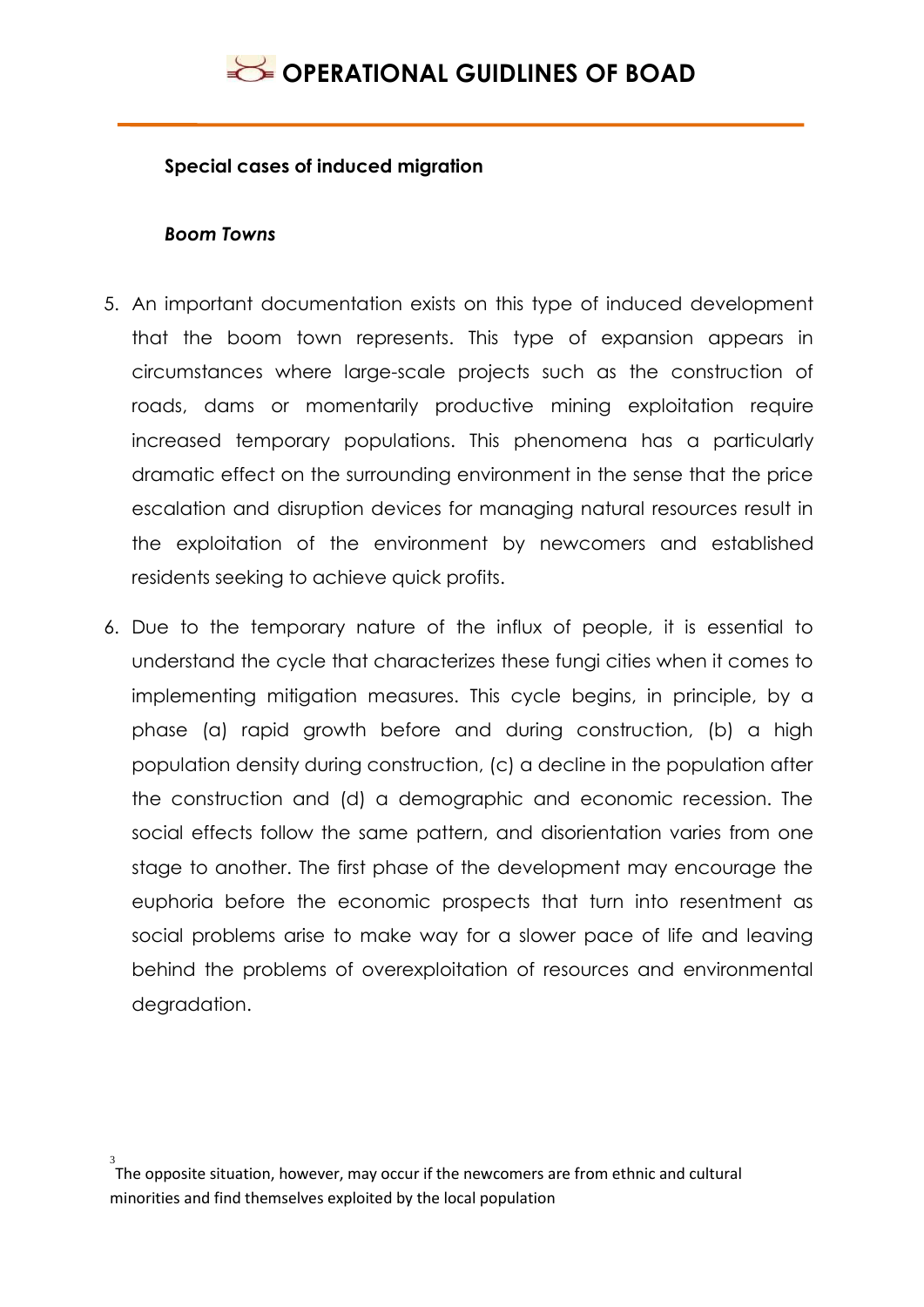### Special cases of induced migration

#### *Boom Towns*

5. An important documentation exists on this type of induced development that the boom town represents. This type of expansion appears in circumstances where large-scale projects such as the construction of roads, dams or momentarily productive mining exploitation require increased temporary populations. This phenomena has a particularly dramatic effect on the surrounding environment in the sense that the price escalation and disruption devices for managing natural resources result in the exploitation of the environment by newcomers and established residents seeking to achieve quick profits.

6. Due to the temporary nature of the influx of people, it is essential to understand the cycle that characterizes these fungi cities when it comes to implementing mitigation measures. This cycle begins, in principle, by a phase (a) rapid growth before and during construction, (b) a high population density during construction, (c) a decline in the population after the construction and (d) a demographic and economic recession. The social effects follow the same pattern, and disorientation varies from one stage to another. The first phase of the development may encourage the euphoria before the economic prospects that turn into resentment as social problems arise to make way for a slower pace of life and leaving behind the problems of overexploitation of resources and environmental degradation.

[3] The opposite situation, however, may occur if the newcomers are from ethnic and cultural minorities and find themselves exploited by the local population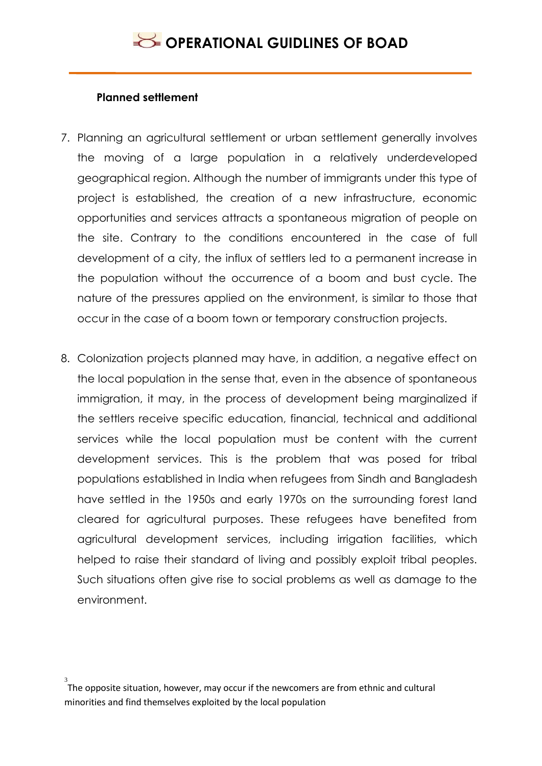### Planned settlement

7. Planning an agricultural settlement or urban settlement generally involves the moving of a large population in a relatively underdeveloped geographical region. Although the number of immigrants under this type of project is established, the creation of a new infrastructure, economic opportunities and services attracts a spontaneous migration of people on the site. Contrary to the conditions encountered in the case of full development of a city, the influx of settlers led to a permanent increase in the population without the occurrence of a boom and bust cycle. The nature of the pressures applied on the environment, is similar to those that occur in the case of a boom town or temporary construction projects.

8. Colonization projects planned may have, in addition, a negative effect on the local population in the sense that, even in the absence of spontaneous immigration, it may, in the process of development being marginalized if the settlers receive specific education, financial, technical and additional services while the local population must be content with the current development services. This is the problem that was posed for tribal populations established in India when refugees from Sindh and Bangladesh have settled in the 1950s and early 1970s on the surrounding forest land cleared for agricultural purposes. These refugees have benefited from agricultural development services, including irrigation facilities, which helped to raise their standard of living and possibly exploit tribal peoples. Such situations often give rise to social problems as well as damage to the environment.

[3] The opposite situation, however, may occur if the newcomers are from ethnic and cultural minorities and find themselves exploited by the local population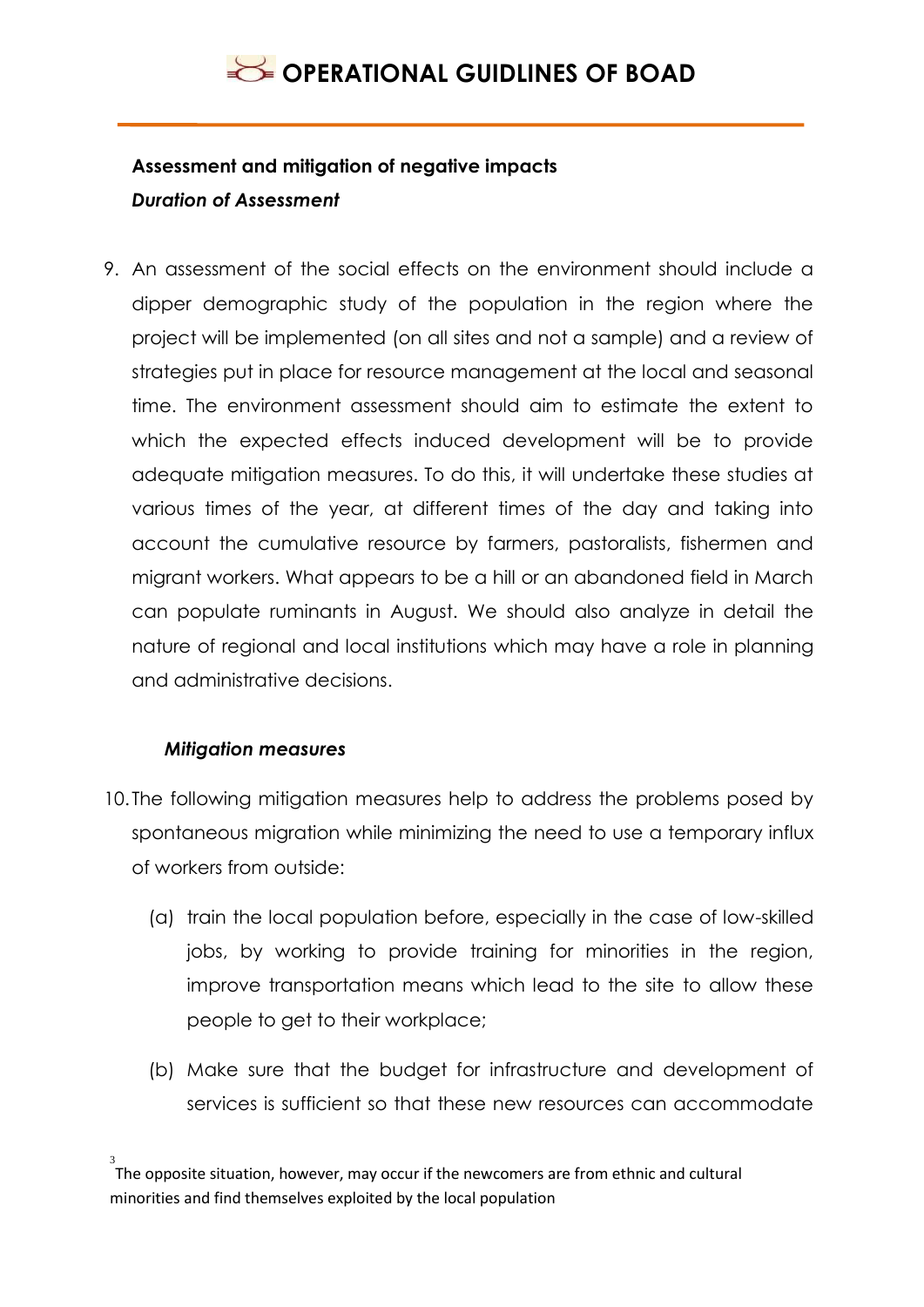## Assessment and mitigation of negative impacts

### *Duration of Assessment*

9. An assessment of the social effects on the environment should include a dipper demographic study of the population in the region where the project will be implemented (on all sites and not a sample) and a review of strategies put in place for resource management at the local and seasonal time. The environment assessment should aim to estimate the extent to which the expected effects induced development will be to provide adequate mitigation measures. To do this, it will undertake these studies at various times of the year, at different times of the day and taking into account the cumulative resource by farmers, pastoralists, fishermen and migrant workers. What appears to be a hill or an abandoned field in March can populate ruminants in August. We should also analyze in detail the nature of regional and local institutions which may have a role in planning and administrative decisions.

### *Mitigation measures*

10. The following mitigation measures help to address the problems posed by spontaneous migration while minimizing the need to use a temporary influx of workers from outside:

    (a) train the local population before, especially in the case of low-skilled jobs, by working to provide training for minorities in the region, improve transportation means which lead to the site to allow these people to get to their workplace;

    (b) Make sure that the budget for infrastructure and development of services is sufficient so that these new resources can accommodate

[3] The opposite situation, however, may occur if the newcomers are from ethnic and cultural minorities and find themselves exploited by the local population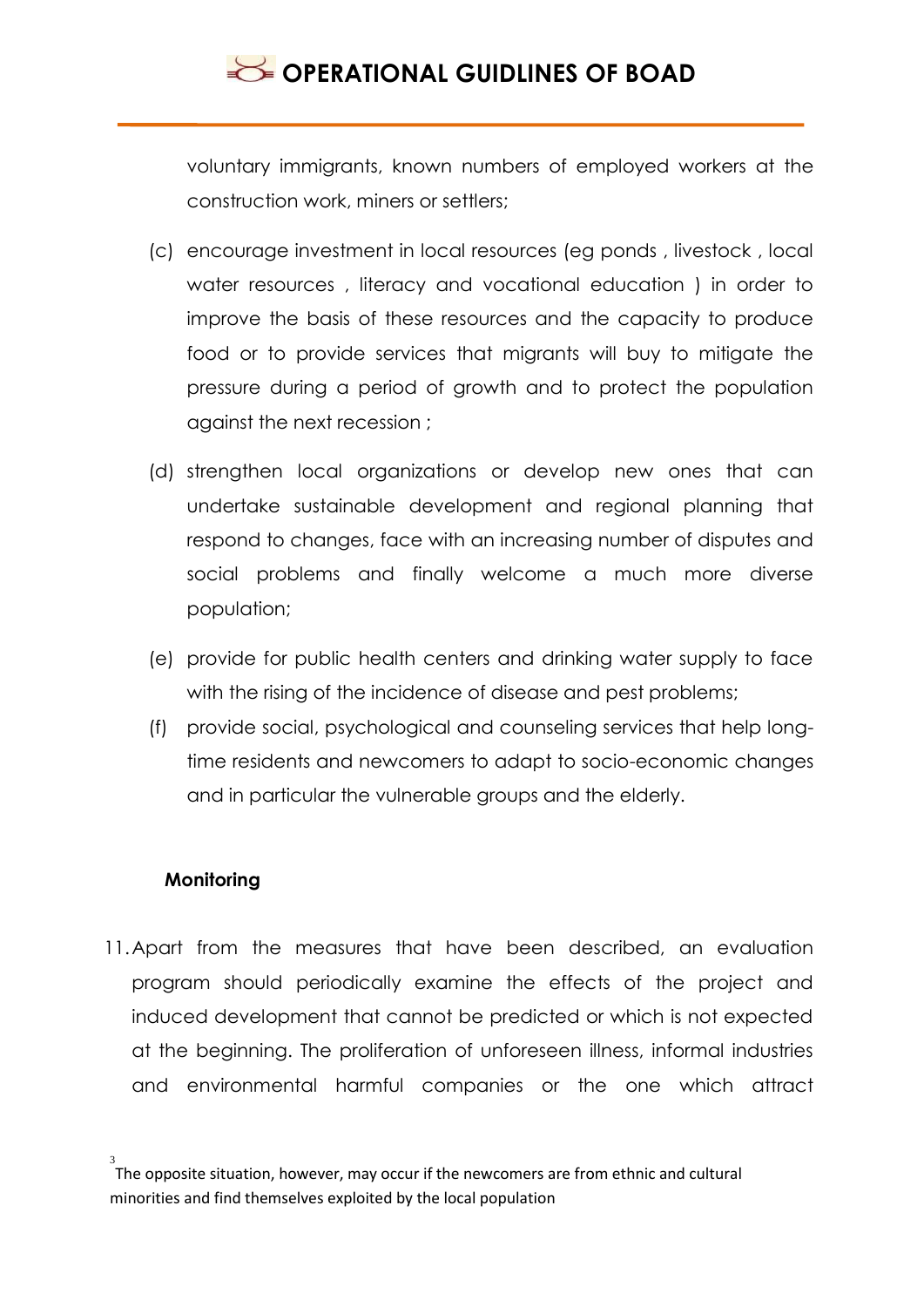voluntary immigrants, known numbers of employed workers at the construction work, miners or settlers;

(c) encourage investment in local resources (eg ponds , livestock , local water resources , literacy and vocational education ) in order to improve the basis of these resources and the capacity to produce food or to provide services that migrants will buy to mitigate the pressure during a period of growth and to protect the population against the next recession ;

(d) strengthen local organizations or develop new ones that can undertake sustainable development and regional planning that respond to changes, face with an increasing number of disputes and social problems and finally welcome a much more diverse population;

(e) provide for public health centers and drinking water supply to face with the rising of the incidence of disease and pest problems;

(f) provide social, psychological and counseling services that help long-time residents and newcomers to adapt to socio-economic changes and in particular the vulnerable groups and the elderly.

**Monitoring**

11. Apart from the measures that have been described, an evaluation program should periodically examine the effects of the project and induced development that cannot be predicted or which is not expected at the beginning. The proliferation of unforeseen illness, informal industries and environmental harmful companies or the one which attract

[3] The opposite situation, however, may occur if the newcomers are from ethnic and cultural minorities and find themselves exploited by the local population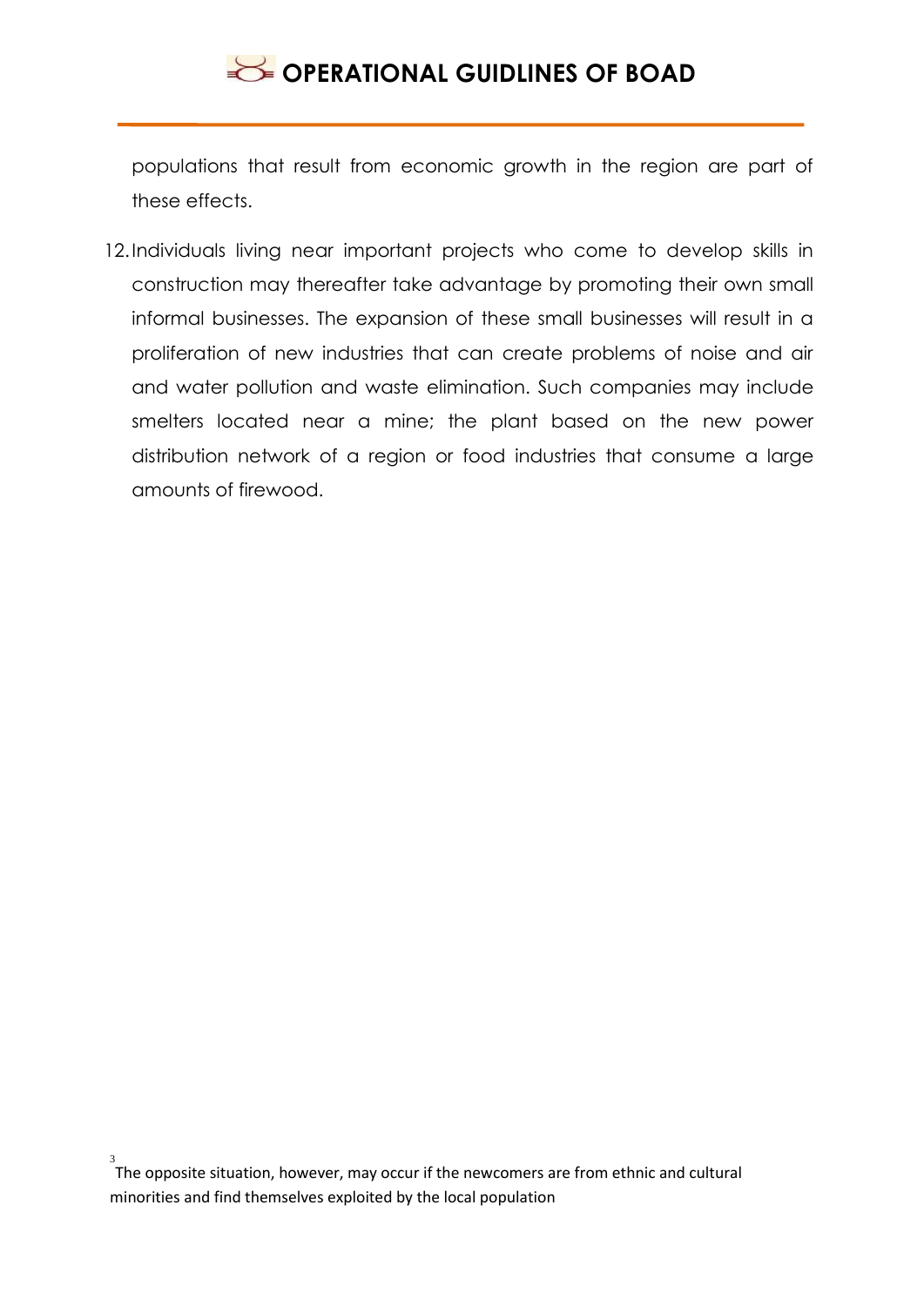populations that result from economic growth in the region are part of these effects.

12. Individuals living near important projects who come to develop skills in construction may thereafter take advantage by promoting their own small informal businesses. The expansion of these small businesses will result in a proliferation of new industries that can create problems of noise and air and water pollution and waste elimination. Such companies may include smelters located near a mine; the plant based on the new power distribution network of a region or food industries that consume a large amounts of firewood.

[3] The opposite situation, however, may occur if the newcomers are from ethnic and cultural minorities and find themselves exploited by the local population